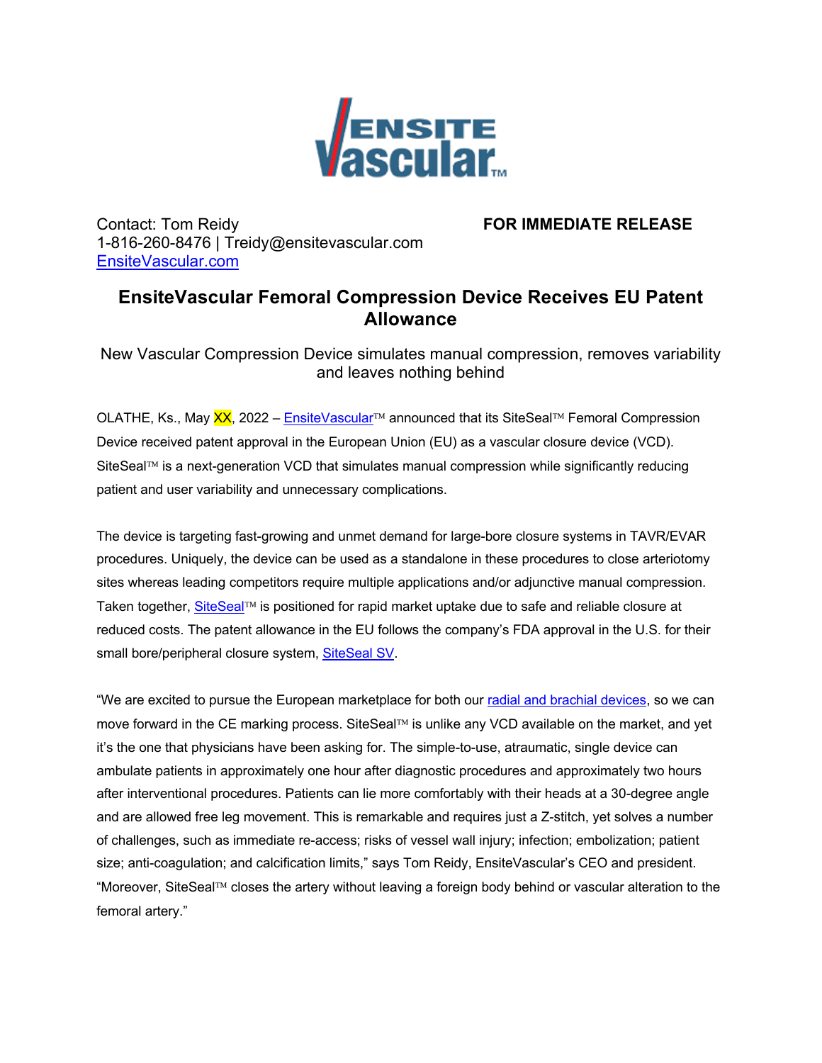Contact: Tom Reidy
1-816-260-8476 | Treidy@ensitevascular.com
[EnsiteVascular.com](EnsiteVascular.com)

**FOR IMMEDIATE RELEASE**

# EnsiteVascular Femoral Compression Device Receives EU Patent Allowance

New Vascular Compression Device simulates manual compression, removes variability and leaves nothing behind

OLATHE, Ks., May XX, 2022 – EnsiteVascular™ announced that its SiteSeal™ Femoral Compression Device received patent approval in the European Union (EU) as a vascular closure device (VCD). SiteSeal™ is a next-generation VCD that simulates manual compression while significantly reducing patient and user variability and unnecessary complications.

The device is targeting fast-growing and unmet demand for large-bore closure systems in TAVR/EVAR procedures. Uniquely, the device can be used as a standalone in these procedures to close arteriotomy sites whereas leading competitors require multiple applications and/or adjunctive manual compression. Taken together, SiteSeal™ is positioned for rapid market uptake due to safe and reliable closure at reduced costs. The patent allowance in the EU follows the company's FDA approval in the U.S. for their small bore/peripheral closure system, SiteSeal SV.

"We are excited to pursue the European marketplace for both our radial and brachial devices, so we can move forward in the CE marking process. SiteSeal™ is unlike any VCD available on the market, and yet it's the one that physicians have been asking for. The simple-to-use, atraumatic, single device can ambulate patients in approximately one hour after diagnostic procedures and approximately two hours after interventional procedures. Patients can lie more comfortably with their heads at a 30-degree angle and are allowed free leg movement. This is remarkable and requires just a Z-stitch, yet solves a number of challenges, such as immediate re-access; risks of vessel wall injury; infection; embolization; patient size; anti-coagulation; and calcification limits," says Tom Reidy, EnsiteVascular's CEO and president. "Moreover, SiteSeal™ closes the artery without leaving a foreign body behind or vascular alteration to the femoral artery."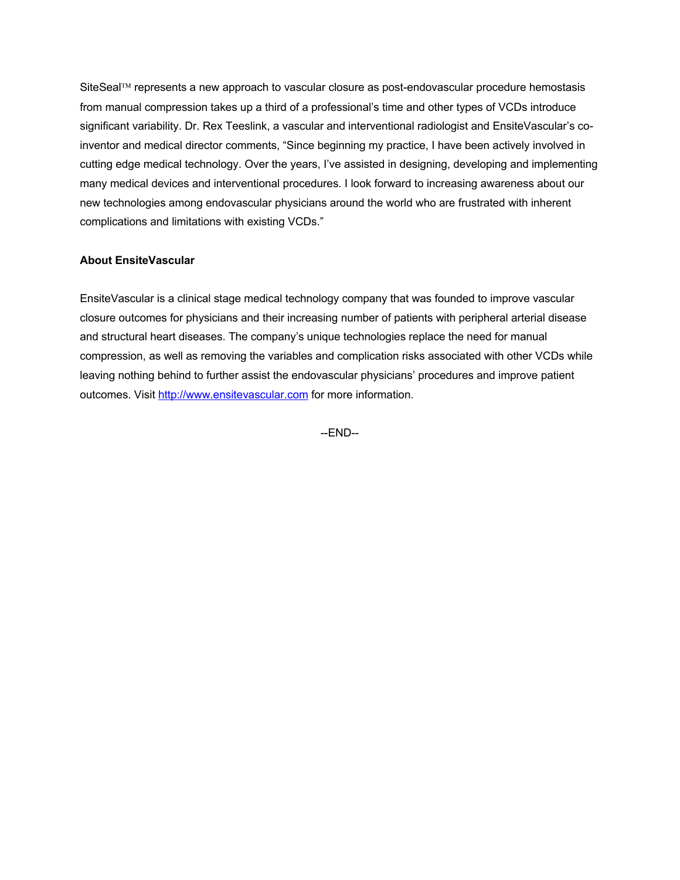SiteSeal™ represents a new approach to vascular closure as post-endovascular procedure hemostasis from manual compression takes up a third of a professional's time and other types of VCDs introduce significant variability. Dr. Rex Teeslink, a vascular and interventional radiologist and EnsiteVascular's co-inventor and medical director comments, "Since beginning my practice, I have been actively involved in cutting edge medical technology. Over the years, I've assisted in designing, developing and implementing many medical devices and interventional procedures. I look forward to increasing awareness about our new technologies among endovascular physicians around the world who are frustrated with inherent complications and limitations with existing VCDs."

**About EnsiteVascular**

EnsiteVascular is a clinical stage medical technology company that was founded to improve vascular closure outcomes for physicians and their increasing number of patients with peripheral arterial disease and structural heart diseases. The company's unique technologies replace the need for manual compression, as well as removing the variables and complication risks associated with other VCDs while leaving nothing behind to further assist the endovascular physicians' procedures and improve patient outcomes. Visit [http://www.ensitevascular.com](http://www.ensitevascular.com) for more information.

--END--